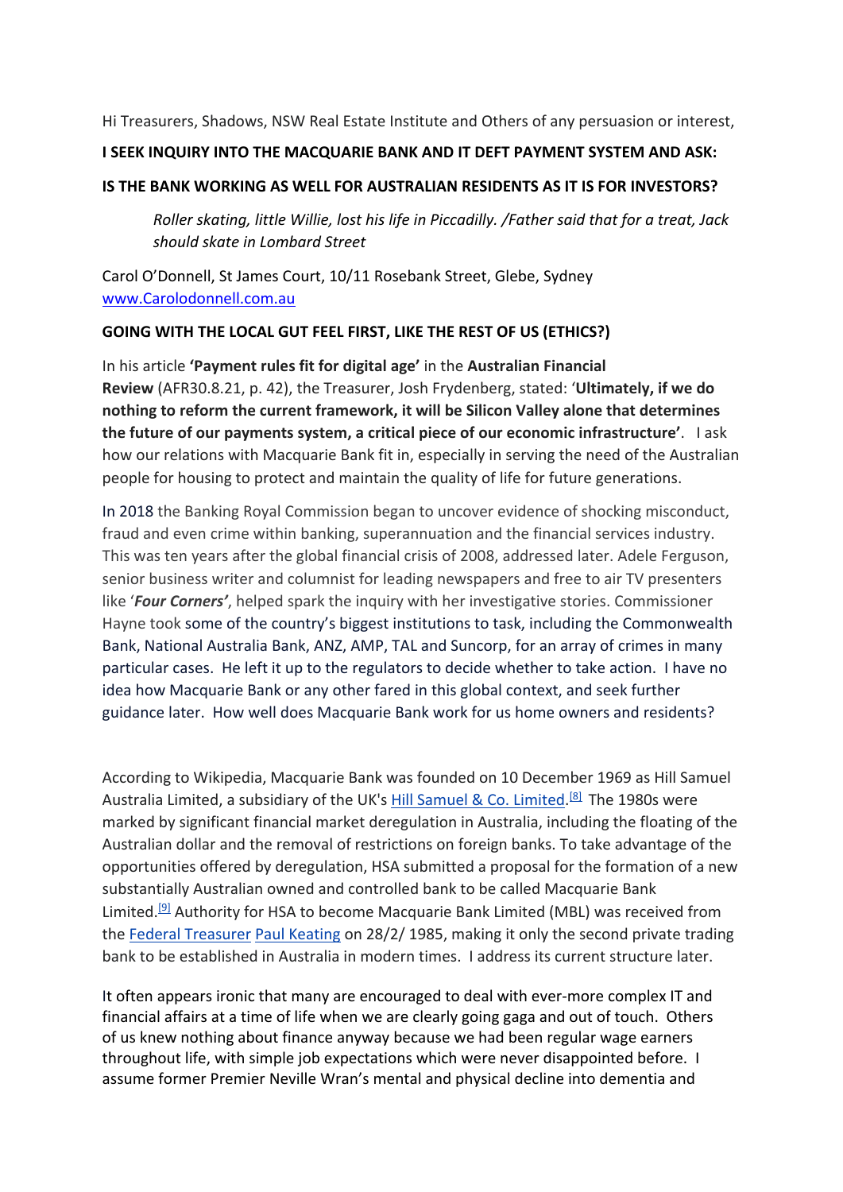Hi Treasurers, Shadows, NSW Real Estate Institute and Others of any persuasion or interest,

**I SEEK INQUIRY INTO THE MACQUARIE BANK AND IT DEFT PAYMENT SYSTEM AND ASK:**

**IS THE BANK WORKING AS WELL FOR AUSTRALIAN RESIDENTS AS IT IS FOR INVESTORS?**

> *Roller skating, little Willie, lost his life in Piccadilly. /Father said that for a treat, Jack should skate in Lombard Street*

Carol O'Donnell, St James Court, 10/11 Rosebank Street, Glebe, Sydney
www.Carolodonnell.com.au

**GOING WITH THE LOCAL GUT FEEL FIRST, LIKE THE REST OF US (ETHICS?)**

In his article **'Payment rules fit for digital age'** in the **Australian Financial Review** (AFR30.8.21, p. 42), the Treasurer, Josh Frydenberg, stated: '**Ultimately, if we do nothing to reform the current framework, it will be Silicon Valley alone that determines the future of our payments system, a critical piece of our economic infrastructure'**. I ask how our relations with Macquarie Bank fit in, especially in serving the need of the Australian people for housing to protect and maintain the quality of life for future generations.

In 2018 the Banking Royal Commission began to uncover evidence of shocking misconduct, fraud and even crime within banking, superannuation and the financial services industry. This was ten years after the global financial crisis of 2008, addressed later. Adele Ferguson, senior business writer and columnist for leading newspapers and free to air TV presenters like '***Four Corners'***, helped spark the inquiry with her investigative stories. Commissioner Hayne took some of the country's biggest institutions to task, including the Commonwealth Bank, National Australia Bank, ANZ, AMP, TAL and Suncorp, for an array of crimes in many particular cases. He left it up to the regulators to decide whether to take action. I have no idea how Macquarie Bank or any other fared in this global context, and seek further guidance later. How well does Macquarie Bank work for us home owners and residents?

According to Wikipedia, Macquarie Bank was founded on 10 December 1969 as Hill Samuel Australia Limited, a subsidiary of the UK's Hill Samuel & Co. Limited.[8] The 1980s were marked by significant financial market deregulation in Australia, including the floating of the Australian dollar and the removal of restrictions on foreign banks. To take advantage of the opportunities offered by deregulation, HSA submitted a proposal for the formation of a new substantially Australian owned and controlled bank to be called Macquarie Bank Limited.[9] Authority for HSA to become Macquarie Bank Limited (MBL) was received from the Federal Treasurer Paul Keating on 28/2/ 1985, making it only the second private trading bank to be established in Australia in modern times. I address its current structure later.

It often appears ironic that many are encouraged to deal with ever-more complex IT and financial affairs at a time of life when we are clearly going gaga and out of touch. Others of us knew nothing about finance anyway because we had been regular wage earners throughout life, with simple job expectations which were never disappointed before. I assume former Premier Neville Wran's mental and physical decline into dementia and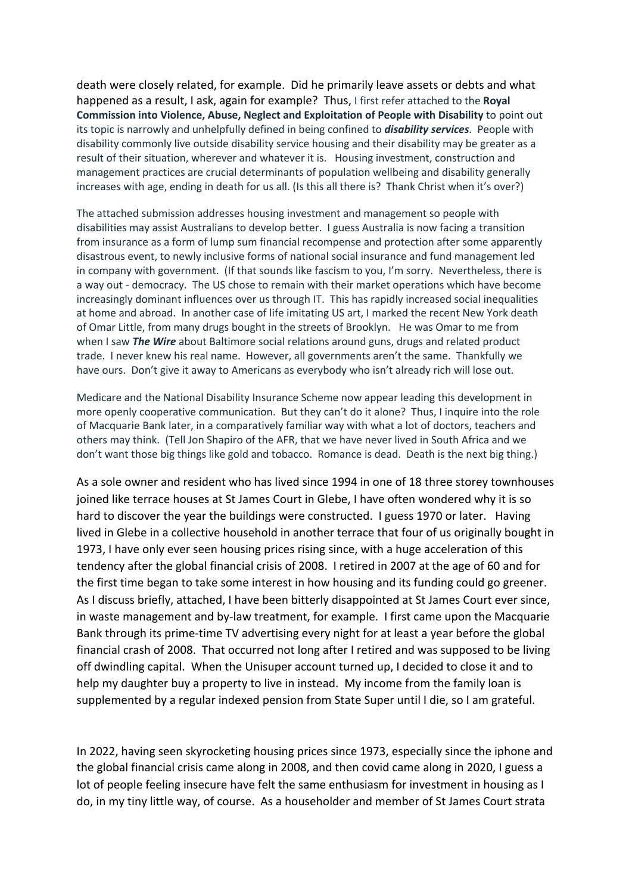death were closely related, for example. Did he primarily leave assets or debts and what happened as a result, I ask, again for example? Thus, I first refer attached to the **Royal Commission into Violence, Abuse, Neglect and Exploitation of People with Disability** to point out its topic is narrowly and unhelpfully defined in being confined to ***disability services***. People with disability commonly live outside disability service housing and their disability may be greater as a result of their situation, wherever and whatever it is. Housing investment, construction and management practices are crucial determinants of population wellbeing and disability generally increases with age, ending in death for us all. (Is this all there is? Thank Christ when it's over?)

The attached submission addresses housing investment and management so people with disabilities may assist Australians to develop better. I guess Australia is now facing a transition from insurance as a form of lump sum financial recompense and protection after some apparently disastrous event, to newly inclusive forms of national social insurance and fund management led in company with government. (If that sounds like fascism to you, I'm sorry. Nevertheless, there is a way out - democracy. The US chose to remain with their market operations which have become increasingly dominant influences over us through IT. This has rapidly increased social inequalities at home and abroad. In another case of life imitating US art, I marked the recent New York death of Omar Little, from many drugs bought in the streets of Brooklyn. He was Omar to me from when I saw ***The Wire*** about Baltimore social relations around guns, drugs and related product trade. I never knew his real name. However, all governments aren't the same. Thankfully we have ours. Don't give it away to Americans as everybody who isn't already rich will lose out.

Medicare and the National Disability Insurance Scheme now appear leading this development in more openly cooperative communication. But they can't do it alone? Thus, I inquire into the role of Macquarie Bank later, in a comparatively familiar way with what a lot of doctors, teachers and others may think. (Tell Jon Shapiro of the AFR, that we have never lived in South Africa and we don't want those big things like gold and tobacco. Romance is dead. Death is the next big thing.)

As a sole owner and resident who has lived since 1994 in one of 18 three storey townhouses joined like terrace houses at St James Court in Glebe, I have often wondered why it is so hard to discover the year the buildings were constructed. I guess 1970 or later. Having lived in Glebe in a collective household in another terrace that four of us originally bought in 1973, I have only ever seen housing prices rising since, with a huge acceleration of this tendency after the global financial crisis of 2008. I retired in 2007 at the age of 60 and for the first time began to take some interest in how housing and its funding could go greener. As I discuss briefly, attached, I have been bitterly disappointed at St James Court ever since, in waste management and by-law treatment, for example. I first came upon the Macquarie Bank through its prime-time TV advertising every night for at least a year before the global financial crash of 2008. That occurred not long after I retired and was supposed to be living off dwindling capital. When the Unisuper account turned up, I decided to close it and to help my daughter buy a property to live in instead. My income from the family loan is supplemented by a regular indexed pension from State Super until I die, so I am grateful.

In 2022, having seen skyrocketing housing prices since 1973, especially since the iphone and the global financial crisis came along in 2008, and then covid came along in 2020, I guess a lot of people feeling insecure have felt the same enthusiasm for investment in housing as I do, in my tiny little way, of course. As a householder and member of St James Court strata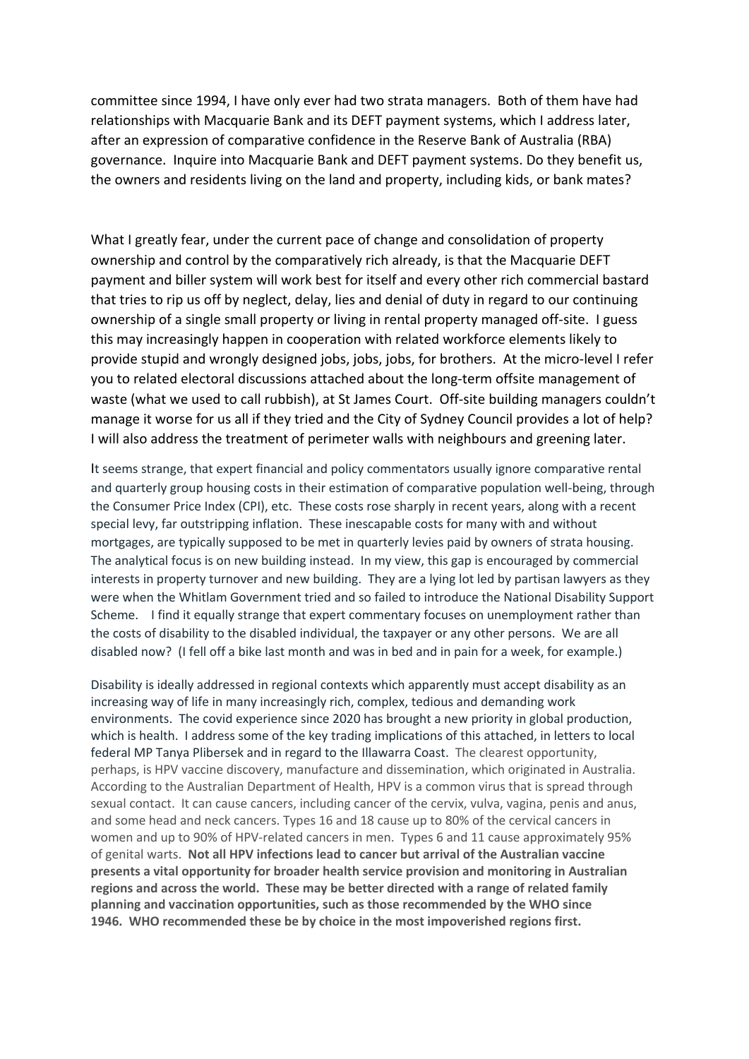committee since 1994, I have only ever had two strata managers. Both of them have had relationships with Macquarie Bank and its DEFT payment systems, which I address later, after an expression of comparative confidence in the Reserve Bank of Australia (RBA) governance. Inquire into Macquarie Bank and DEFT payment systems. Do they benefit us, the owners and residents living on the land and property, including kids, or bank mates?

What I greatly fear, under the current pace of change and consolidation of property ownership and control by the comparatively rich already, is that the Macquarie DEFT payment and biller system will work best for itself and every other rich commercial bastard that tries to rip us off by neglect, delay, lies and denial of duty in regard to our continuing ownership of a single small property or living in rental property managed off-site. I guess this may increasingly happen in cooperation with related workforce elements likely to provide stupid and wrongly designed jobs, jobs, jobs, for brothers. At the micro-level I refer you to related electoral discussions attached about the long-term offsite management of waste (what we used to call rubbish), at St James Court. Off-site building managers couldn't manage it worse for us all if they tried and the City of Sydney Council provides a lot of help? I will also address the treatment of perimeter walls with neighbours and greening later.

It seems strange, that expert financial and policy commentators usually ignore comparative rental and quarterly group housing costs in their estimation of comparative population well-being, through the Consumer Price Index (CPI), etc. These costs rose sharply in recent years, along with a recent special levy, far outstripping inflation. These inescapable costs for many with and without mortgages, are typically supposed to be met in quarterly levies paid by owners of strata housing. The analytical focus is on new building instead. In my view, this gap is encouraged by commercial interests in property turnover and new building. They are a lying lot led by partisan lawyers as they were when the Whitlam Government tried and so failed to introduce the National Disability Support Scheme. I find it equally strange that expert commentary focuses on unemployment rather than the costs of disability to the disabled individual, the taxpayer or any other persons. We are all disabled now? (I fell off a bike last month and was in bed and in pain for a week, for example.)

Disability is ideally addressed in regional contexts which apparently must accept disability as an increasing way of life in many increasingly rich, complex, tedious and demanding work environments. The covid experience since 2020 has brought a new priority in global production, which is health. I address some of the key trading implications of this attached, in letters to local federal MP Tanya Plibersek and in regard to the Illawarra Coast. The clearest opportunity, perhaps, is HPV vaccine discovery, manufacture and dissemination, which originated in Australia. According to the Australian Department of Health, HPV is a common virus that is spread through sexual contact. It can cause cancers, including cancer of the cervix, vulva, vagina, penis and anus, and some head and neck cancers. Types 16 and 18 cause up to 80% of the cervical cancers in women and up to 90% of HPV-related cancers in men. Types 6 and 11 cause approximately 95% of genital warts. **Not all HPV infections lead to cancer but arrival of the Australian vaccine presents a vital opportunity for broader health service provision and monitoring in Australian regions and across the world. These may be better directed with a range of related family planning and vaccination opportunities, such as those recommended by the WHO since 1946. WHO recommended these be by choice in the most impoverished regions first.**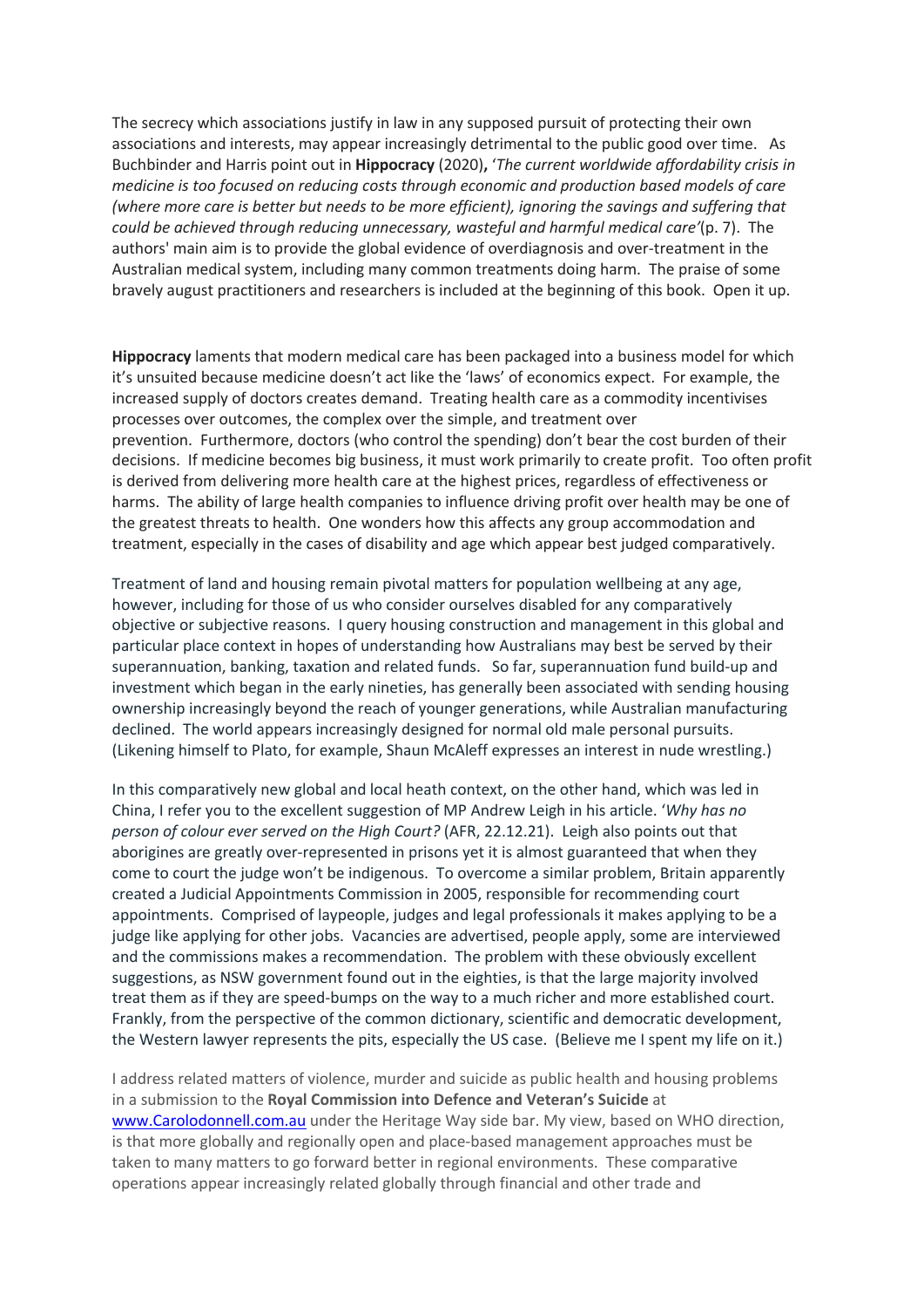The secrecy which associations justify in law in any supposed pursuit of protecting their own associations and interests, may appear increasingly detrimental to the public good over time. As Buchbinder and Harris point out in **Hippocracy** (2020)**,** '*The current worldwide affordability crisis in medicine is too focused on reducing costs through economic and production based models of care (where more care is better but needs to be more efficient), ignoring the savings and suffering that could be achieved through reducing unnecessary, wasteful and harmful medical care'*(p. 7). The authors' main aim is to provide the global evidence of overdiagnosis and over-treatment in the Australian medical system, including many common treatments doing harm. The praise of some bravely august practitioners and researchers is included at the beginning of this book. Open it up.

**Hippocracy** laments that modern medical care has been packaged into a business model for which it's unsuited because medicine doesn't act like the 'laws' of economics expect. For example, the increased supply of doctors creates demand. Treating health care as a commodity incentivises processes over outcomes, the complex over the simple, and treatment over prevention. Furthermore, doctors (who control the spending) don't bear the cost burden of their decisions. If medicine becomes big business, it must work primarily to create profit. Too often profit is derived from delivering more health care at the highest prices, regardless of effectiveness or harms. The ability of large health companies to influence driving profit over health may be one of the greatest threats to health. One wonders how this affects any group accommodation and treatment, especially in the cases of disability and age which appear best judged comparatively.

Treatment of land and housing remain pivotal matters for population wellbeing at any age, however, including for those of us who consider ourselves disabled for any comparatively objective or subjective reasons. I query housing construction and management in this global and particular place context in hopes of understanding how Australians may best be served by their superannuation, banking, taxation and related funds. So far, superannuation fund build-up and investment which began in the early nineties, has generally been associated with sending housing ownership increasingly beyond the reach of younger generations, while Australian manufacturing declined. The world appears increasingly designed for normal old male personal pursuits. (Likening himself to Plato, for example, Shaun McAleff expresses an interest in nude wrestling.)

In this comparatively new global and local heath context, on the other hand, which was led in China, I refer you to the excellent suggestion of MP Andrew Leigh in his article. '*Why has no person of colour ever served on the High Court?* (AFR, 22.12.21). Leigh also points out that aborigines are greatly over-represented in prisons yet it is almost guaranteed that when they come to court the judge won't be indigenous. To overcome a similar problem, Britain apparently created a Judicial Appointments Commission in 2005, responsible for recommending court appointments. Comprised of laypeople, judges and legal professionals it makes applying to be a judge like applying for other jobs. Vacancies are advertised, people apply, some are interviewed and the commissions makes a recommendation. The problem with these obviously excellent suggestions, as NSW government found out in the eighties, is that the large majority involved treat them as if they are speed-bumps on the way to a much richer and more established court. Frankly, from the perspective of the common dictionary, scientific and democratic development, the Western lawyer represents the pits, especially the US case. (Believe me I spent my life on it.)

I address related matters of violence, murder and suicide as public health and housing problems in a submission to the **Royal Commission into Defence and Veteran's Suicide** at [www.Carolodonnell.com.au](www.Carolodonnell.com.au) under the Heritage Way side bar. My view, based on WHO direction, is that more globally and regionally open and place-based management approaches must be taken to many matters to go forward better in regional environments. These comparative operations appear increasingly related globally through financial and other trade and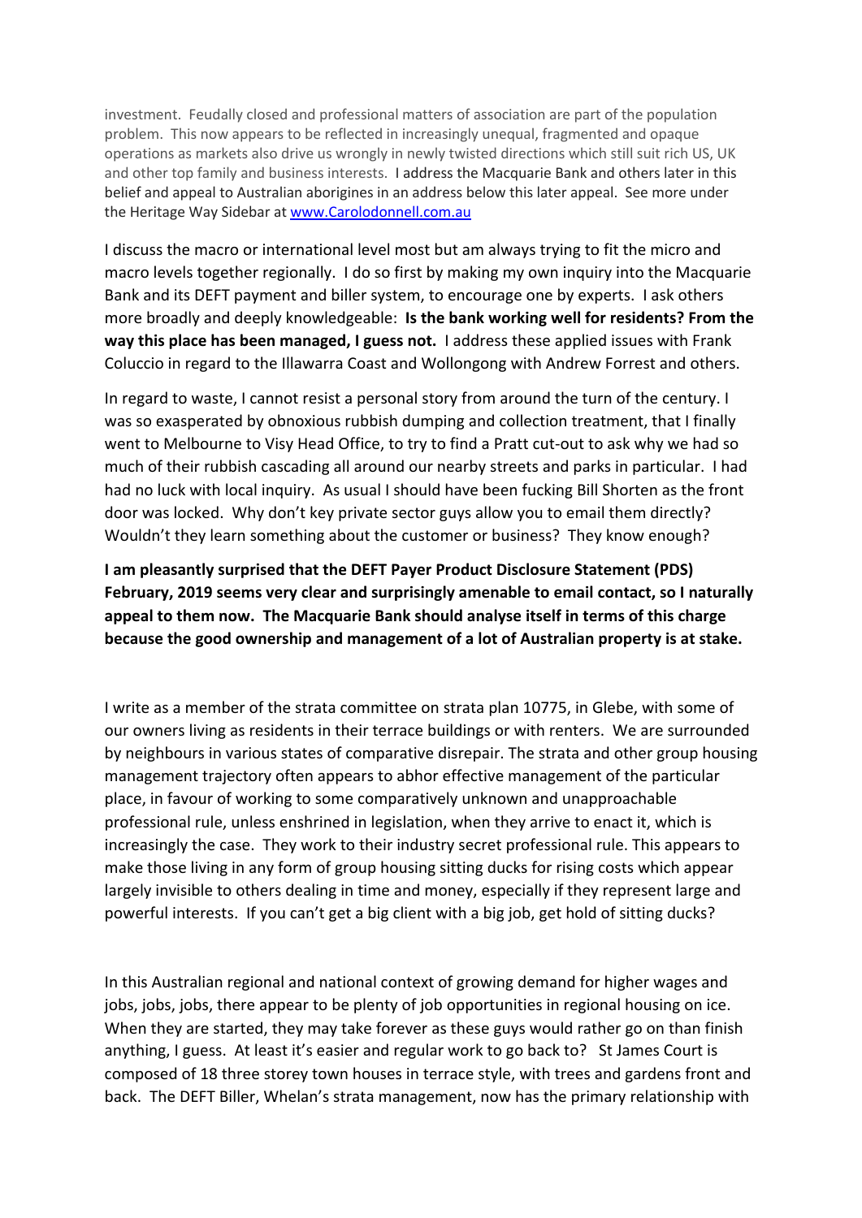investment. Feudally closed and professional matters of association are part of the population problem. This now appears to be reflected in increasingly unequal, fragmented and opaque operations as markets also drive us wrongly in newly twisted directions which still suit rich US, UK and other top family and business interests. I address the Macquarie Bank and others later in this belief and appeal to Australian aborigines in an address below this later appeal. See more under the Heritage Way Sidebar at [www.Carolodonnell.com.au](http://www.Carolodonnell.com.au)

I discuss the macro or international level most but am always trying to fit the micro and macro levels together regionally. I do so first by making my own inquiry into the Macquarie Bank and its DEFT payment and biller system, to encourage one by experts. I ask others more broadly and deeply knowledgeable: **Is the bank working well for residents? From the way this place has been managed, I guess not.** I address these applied issues with Frank Coluccio in regard to the Illawarra Coast and Wollongong with Andrew Forrest and others.

In regard to waste, I cannot resist a personal story from around the turn of the century. I was so exasperated by obnoxious rubbish dumping and collection treatment, that I finally went to Melbourne to Visy Head Office, to try to find a Pratt cut-out to ask why we had so much of their rubbish cascading all around our nearby streets and parks in particular. I had had no luck with local inquiry. As usual I should have been fucking Bill Shorten as the front door was locked. Why don't key private sector guys allow you to email them directly? Wouldn't they learn something about the customer or business? They know enough?

**I am pleasantly surprised that the DEFT Payer Product Disclosure Statement (PDS) February, 2019 seems very clear and surprisingly amenable to email contact, so I naturally appeal to them now. The Macquarie Bank should analyse itself in terms of this charge because the good ownership and management of a lot of Australian property is at stake.**

I write as a member of the strata committee on strata plan 10775, in Glebe, with some of our owners living as residents in their terrace buildings or with renters. We are surrounded by neighbours in various states of comparative disrepair. The strata and other group housing management trajectory often appears to abhor effective management of the particular place, in favour of working to some comparatively unknown and unapproachable professional rule, unless enshrined in legislation, when they arrive to enact it, which is increasingly the case. They work to their industry secret professional rule. This appears to make those living in any form of group housing sitting ducks for rising costs which appear largely invisible to others dealing in time and money, especially if they represent large and powerful interests. If you can't get a big client with a big job, get hold of sitting ducks?

In this Australian regional and national context of growing demand for higher wages and jobs, jobs, jobs, there appear to be plenty of job opportunities in regional housing on ice. When they are started, they may take forever as these guys would rather go on than finish anything, I guess. At least it's easier and regular work to go back to? St James Court is composed of 18 three storey town houses in terrace style, with trees and gardens front and back. The DEFT Biller, Whelan's strata management, now has the primary relationship with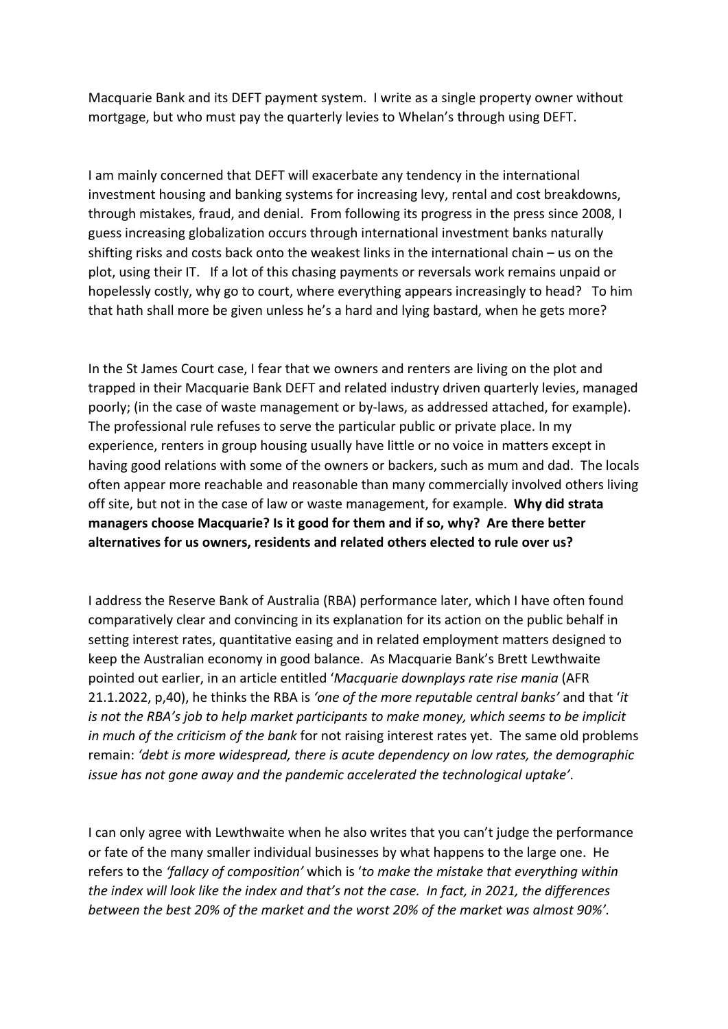Macquarie Bank and its DEFT payment system. I write as a single property owner without mortgage, but who must pay the quarterly levies to Whelan's through using DEFT.

I am mainly concerned that DEFT will exacerbate any tendency in the international investment housing and banking systems for increasing levy, rental and cost breakdowns, through mistakes, fraud, and denial. From following its progress in the press since 2008, I guess increasing globalization occurs through international investment banks naturally shifting risks and costs back onto the weakest links in the international chain – us on the plot, using their IT. If a lot of this chasing payments or reversals work remains unpaid or hopelessly costly, why go to court, where everything appears increasingly to head? To him that hath shall more be given unless he's a hard and lying bastard, when he gets more?

In the St James Court case, I fear that we owners and renters are living on the plot and trapped in their Macquarie Bank DEFT and related industry driven quarterly levies, managed poorly; (in the case of waste management or by-laws, as addressed attached, for example). The professional rule refuses to serve the particular public or private place. In my experience, renters in group housing usually have little or no voice in matters except in having good relations with some of the owners or backers, such as mum and dad. The locals often appear more reachable and reasonable than many commercially involved others living off site, but not in the case of law or waste management, for example. **Why did strata managers choose Macquarie? Is it good for them and if so, why? Are there better alternatives for us owners, residents and related others elected to rule over us?**

I address the Reserve Bank of Australia (RBA) performance later, which I have often found comparatively clear and convincing in its explanation for its action on the public behalf in setting interest rates, quantitative easing and in related employment matters designed to keep the Australian economy in good balance. As Macquarie Bank's Brett Lewthwaite pointed out earlier, in an article entitled '*Macquarie downplays rate rise mania* (AFR 21.1.2022, p,40), he thinks the RBA is *'one of the more reputable central banks'* and that '*it is not the RBA's job to help market participants to make money, which seems to be implicit in much of the criticism of the bank* for not raising interest rates yet. The same old problems remain: *'debt is more widespread, there is acute dependency on low rates, the demographic issue has not gone away and the pandemic accelerated the technological uptake'*.

I can only agree with Lewthwaite when he also writes that you can't judge the performance or fate of the many smaller individual businesses by what happens to the large one. He refers to the *'fallacy of composition'* which is '*to make the mistake that everything within the index will look like the index and that's not the case. In fact, in 2021, the differences between the best 20% of the market and the worst 20% of the market was almost 90%'*.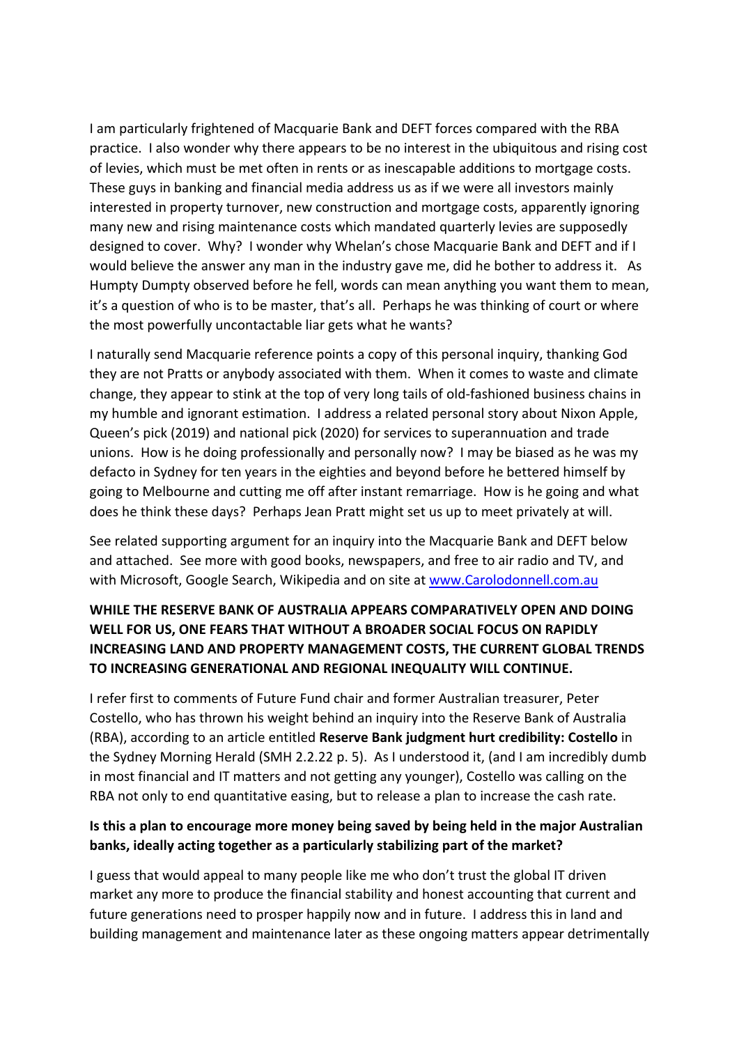I am particularly frightened of Macquarie Bank and DEFT forces compared with the RBA practice. I also wonder why there appears to be no interest in the ubiquitous and rising cost of levies, which must be met often in rents or as inescapable additions to mortgage costs. These guys in banking and financial media address us as if we were all investors mainly interested in property turnover, new construction and mortgage costs, apparently ignoring many new and rising maintenance costs which mandated quarterly levies are supposedly designed to cover. Why? I wonder why Whelan's chose Macquarie Bank and DEFT and if I would believe the answer any man in the industry gave me, did he bother to address it. As Humpty Dumpty observed before he fell, words can mean anything you want them to mean, it's a question of who is to be master, that's all. Perhaps he was thinking of court or where the most powerfully uncontactable liar gets what he wants?

I naturally send Macquarie reference points a copy of this personal inquiry, thanking God they are not Pratts or anybody associated with them. When it comes to waste and climate change, they appear to stink at the top of very long tails of old-fashioned business chains in my humble and ignorant estimation. I address a related personal story about Nixon Apple, Queen's pick (2019) and national pick (2020) for services to superannuation and trade unions. How is he doing professionally and personally now? I may be biased as he was my defacto in Sydney for ten years in the eighties and beyond before he bettered himself by going to Melbourne and cutting me off after instant remarriage. How is he going and what does he think these days? Perhaps Jean Pratt might set us up to meet privately at will.

See related supporting argument for an inquiry into the Macquarie Bank and DEFT below and attached. See more with good books, newspapers, and free to air radio and TV, and with Microsoft, Google Search, Wikipedia and on site at [www.Carolodonnell.com.au](http://www.Carolodonnell.com.au)

**WHILE THE RESERVE BANK OF AUSTRALIA APPEARS COMPARATIVELY OPEN AND DOING WELL FOR US, ONE FEARS THAT WITHOUT A BROADER SOCIAL FOCUS ON RAPIDLY INCREASING LAND AND PROPERTY MANAGEMENT COSTS, THE CURRENT GLOBAL TRENDS TO INCREASING GENERATIONAL AND REGIONAL INEQUALITY WILL CONTINUE.**

I refer first to comments of Future Fund chair and former Australian treasurer, Peter Costello, who has thrown his weight behind an inquiry into the Reserve Bank of Australia (RBA), according to an article entitled **Reserve Bank judgment hurt credibility: Costello** in the Sydney Morning Herald (SMH 2.2.22 p. 5). As I understood it, (and I am incredibly dumb in most financial and IT matters and not getting any younger), Costello was calling on the RBA not only to end quantitative easing, but to release a plan to increase the cash rate.

**Is this a plan to encourage more money being saved by being held in the major Australian banks, ideally acting together as a particularly stabilizing part of the market?**

I guess that would appeal to many people like me who don't trust the global IT driven market any more to produce the financial stability and honest accounting that current and future generations need to prosper happily now and in future. I address this in land and building management and maintenance later as these ongoing matters appear detrimentally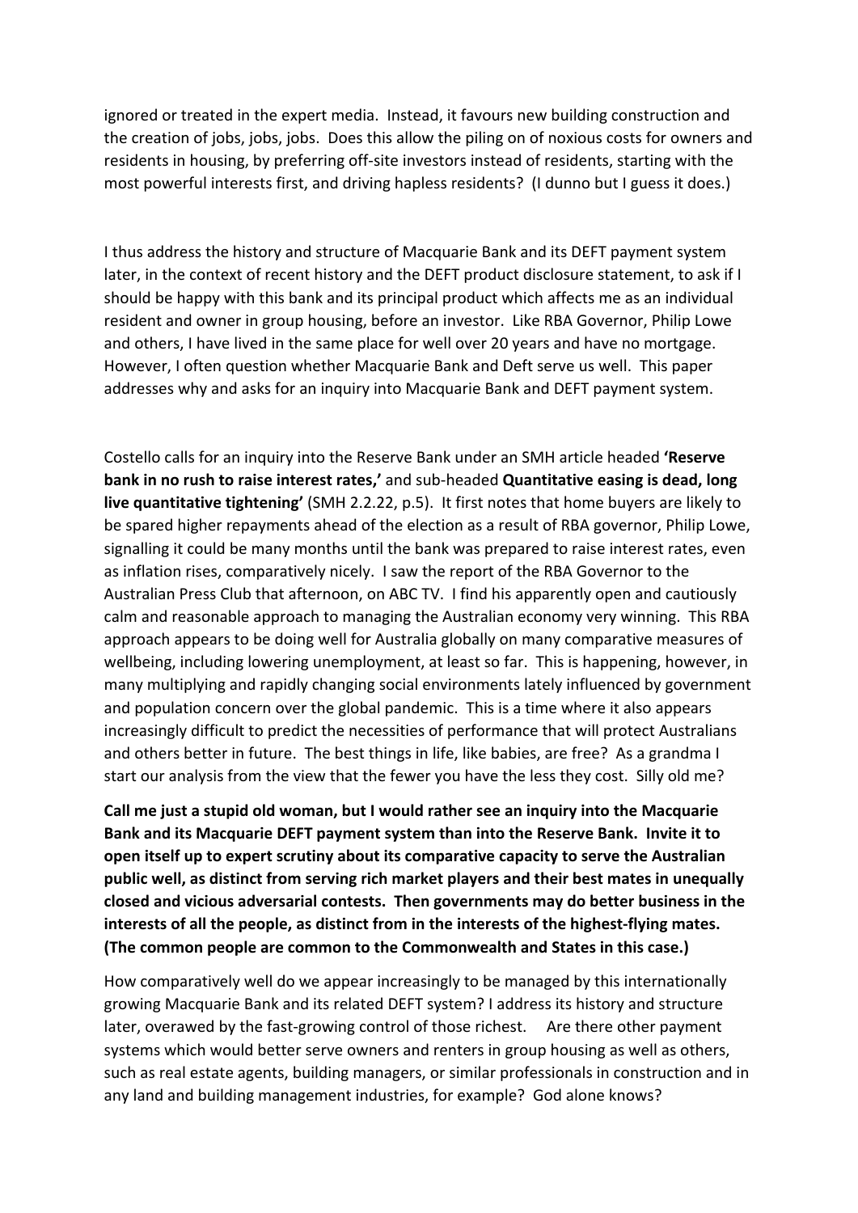ignored or treated in the expert media. Instead, it favours new building construction and the creation of jobs, jobs, jobs. Does this allow the piling on of noxious costs for owners and residents in housing, by preferring off-site investors instead of residents, starting with the most powerful interests first, and driving hapless residents? (I dunno but I guess it does.)

I thus address the history and structure of Macquarie Bank and its DEFT payment system later, in the context of recent history and the DEFT product disclosure statement, to ask if I should be happy with this bank and its principal product which affects me as an individual resident and owner in group housing, before an investor. Like RBA Governor, Philip Lowe and others, I have lived in the same place for well over 20 years and have no mortgage. However, I often question whether Macquarie Bank and Deft serve us well. This paper addresses why and asks for an inquiry into Macquarie Bank and DEFT payment system.

Costello calls for an inquiry into the Reserve Bank under an SMH article headed **'Reserve bank in no rush to raise interest rates,'** and sub-headed **Quantitative easing is dead, long live quantitative tightening'** (SMH 2.2.22, p.5). It first notes that home buyers are likely to be spared higher repayments ahead of the election as a result of RBA governor, Philip Lowe, signalling it could be many months until the bank was prepared to raise interest rates, even as inflation rises, comparatively nicely. I saw the report of the RBA Governor to the Australian Press Club that afternoon, on ABC TV. I find his apparently open and cautiously calm and reasonable approach to managing the Australian economy very winning. This RBA approach appears to be doing well for Australia globally on many comparative measures of wellbeing, including lowering unemployment, at least so far. This is happening, however, in many multiplying and rapidly changing social environments lately influenced by government and population concern over the global pandemic. This is a time where it also appears increasingly difficult to predict the necessities of performance that will protect Australians and others better in future. The best things in life, like babies, are free? As a grandma I start our analysis from the view that the fewer you have the less they cost. Silly old me?

**Call me just a stupid old woman, but I would rather see an inquiry into the Macquarie Bank and its Macquarie DEFT payment system than into the Reserve Bank. Invite it to open itself up to expert scrutiny about its comparative capacity to serve the Australian public well, as distinct from serving rich market players and their best mates in unequally closed and vicious adversarial contests. Then governments may do better business in the interests of all the people, as distinct from in the interests of the highest-flying mates. (The common people are common to the Commonwealth and States in this case.)**

How comparatively well do we appear increasingly to be managed by this internationally growing Macquarie Bank and its related DEFT system? I address its history and structure later, overawed by the fast-growing control of those richest. Are there other payment systems which would better serve owners and renters in group housing as well as others, such as real estate agents, building managers, or similar professionals in construction and in any land and building management industries, for example? God alone knows?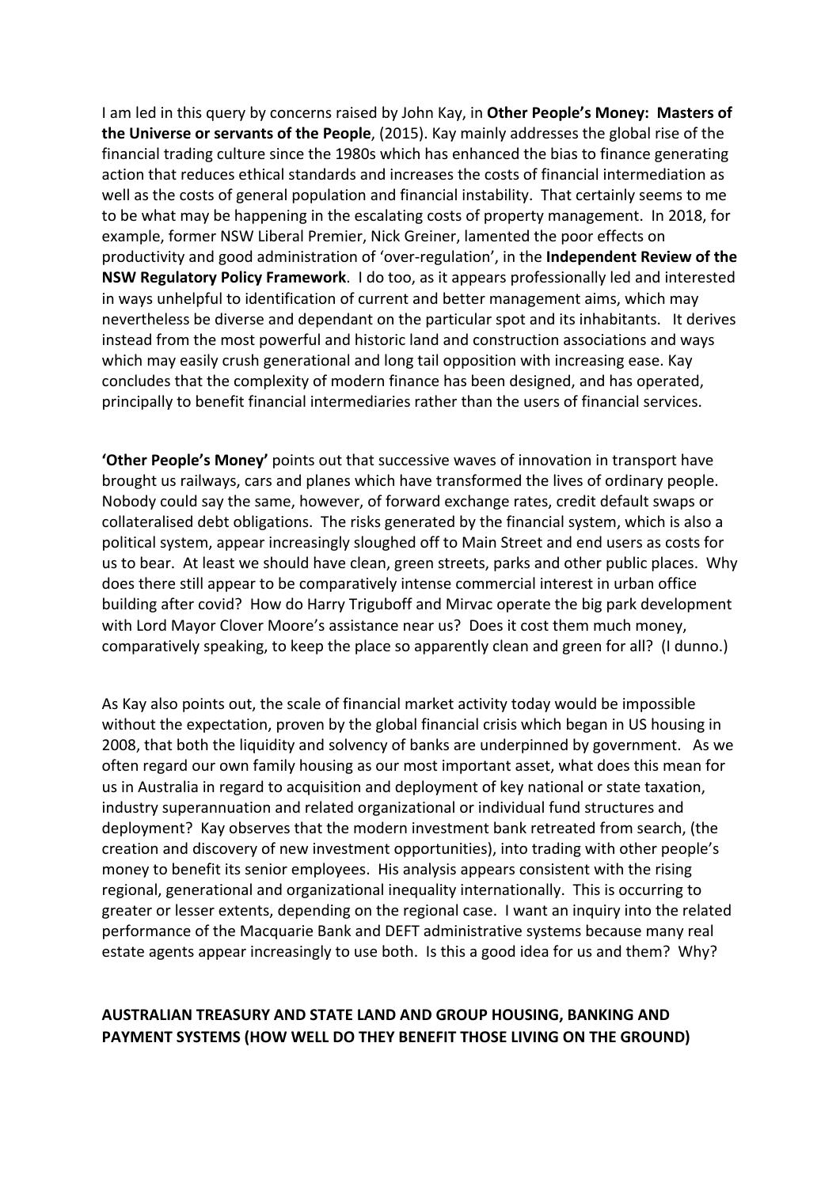I am led in this query by concerns raised by John Kay, in **Other People's Money: Masters of the Universe or servants of the People**, (2015). Kay mainly addresses the global rise of the financial trading culture since the 1980s which has enhanced the bias to finance generating action that reduces ethical standards and increases the costs of financial intermediation as well as the costs of general population and financial instability. That certainly seems to me to be what may be happening in the escalating costs of property management. In 2018, for example, former NSW Liberal Premier, Nick Greiner, lamented the poor effects on productivity and good administration of 'over-regulation', in the **Independent Review of the NSW Regulatory Policy Framework**. I do too, as it appears professionally led and interested in ways unhelpful to identification of current and better management aims, which may nevertheless be diverse and dependant on the particular spot and its inhabitants. It derives instead from the most powerful and historic land and construction associations and ways which may easily crush generational and long tail opposition with increasing ease. Kay concludes that the complexity of modern finance has been designed, and has operated, principally to benefit financial intermediaries rather than the users of financial services.

**'Other People's Money'** points out that successive waves of innovation in transport have brought us railways, cars and planes which have transformed the lives of ordinary people. Nobody could say the same, however, of forward exchange rates, credit default swaps or collateralised debt obligations. The risks generated by the financial system, which is also a political system, appear increasingly sloughed off to Main Street and end users as costs for us to bear. At least we should have clean, green streets, parks and other public places. Why does there still appear to be comparatively intense commercial interest in urban office building after covid? How do Harry Triguboff and Mirvac operate the big park development with Lord Mayor Clover Moore's assistance near us? Does it cost them much money, comparatively speaking, to keep the place so apparently clean and green for all? (I dunno.)

As Kay also points out, the scale of financial market activity today would be impossible without the expectation, proven by the global financial crisis which began in US housing in 2008, that both the liquidity and solvency of banks are underpinned by government. As we often regard our own family housing as our most important asset, what does this mean for us in Australia in regard to acquisition and deployment of key national or state taxation, industry superannuation and related organizational or individual fund structures and deployment? Kay observes that the modern investment bank retreated from search, (the creation and discovery of new investment opportunities), into trading with other people's money to benefit its senior employees. His analysis appears consistent with the rising regional, generational and organizational inequality internationally. This is occurring to greater or lesser extents, depending on the regional case. I want an inquiry into the related performance of the Macquarie Bank and DEFT administrative systems because many real estate agents appear increasingly to use both. Is this a good idea for us and them? Why?

## AUSTRALIAN TREASURY AND STATE LAND AND GROUP HOUSING, BANKING AND PAYMENT SYSTEMS (HOW WELL DO THEY BENEFIT THOSE LIVING ON THE GROUND)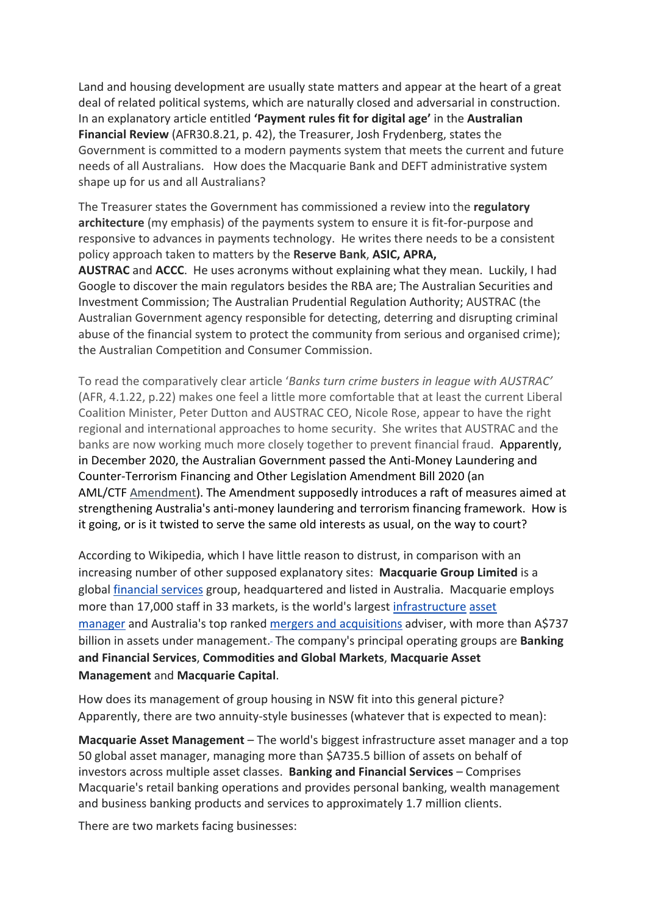Land and housing development are usually state matters and appear at the heart of a great deal of related political systems, which are naturally closed and adversarial in construction. In an explanatory article entitled **'Payment rules fit for digital age'** in the **Australian Financial Review** (AFR30.8.21, p. 42), the Treasurer, Josh Frydenberg, states the Government is committed to a modern payments system that meets the current and future needs of all Australians. How does the Macquarie Bank and DEFT administrative system shape up for us and all Australians?

The Treasurer states the Government has commissioned a review into the **regulatory architecture** (my emphasis) of the payments system to ensure it is fit-for-purpose and responsive to advances in payments technology. He writes there needs to be a consistent policy approach taken to matters by the **Reserve Bank**, **ASIC, APRA, AUSTRAC** and **ACCC**. He uses acronyms without explaining what they mean. Luckily, I had Google to discover the main regulators besides the RBA are; The Australian Securities and Investment Commission; The Australian Prudential Regulation Authority; AUSTRAC (the Australian Government agency responsible for detecting, deterring and disrupting criminal abuse of the financial system to protect the community from serious and organised crime); the Australian Competition and Consumer Commission.

To read the comparatively clear article '*Banks turn crime busters in league with AUSTRAC*' (AFR, 4.1.22, p.22) makes one feel a little more comfortable that at least the current Liberal Coalition Minister, Peter Dutton and AUSTRAC CEO, Nicole Rose, appear to have the right regional and international approaches to home security. She writes that AUSTRAC and the banks are now working much more closely together to prevent financial fraud. Apparently, in December 2020, the Australian Government passed the Anti-Money Laundering and Counter-Terrorism Financing and Other Legislation Amendment Bill 2020 (an AML/CTF Amendment). The Amendment supposedly introduces a raft of measures aimed at strengthening Australia's anti-money laundering and terrorism financing framework. How is it going, or is it twisted to serve the same old interests as usual, on the way to court?

According to Wikipedia, which I have little reason to distrust, in comparison with an increasing number of other supposed explanatory sites: **Macquarie Group Limited** is a global financial services group, headquartered and listed in Australia. Macquarie employs more than 17,000 staff in 33 markets, is the world's largest infrastructure asset manager and Australia's top ranked mergers and acquisitions adviser, with more than A$737 billion in assets under management. The company's principal operating groups are **Banking and Financial Services**, **Commodities and Global Markets**, **Macquarie Asset Management** and **Macquarie Capital**.

How does its management of group housing in NSW fit into this general picture? Apparently, there are two annuity-style businesses (whatever that is expected to mean):

**Macquarie Asset Management** – The world's biggest infrastructure asset manager and a top 50 global asset manager, managing more than $A735.5 billion of assets on behalf of investors across multiple asset classes. **Banking and Financial Services** – Comprises Macquarie's retail banking operations and provides personal banking, wealth management and business banking products and services to approximately 1.7 million clients.

There are two markets facing businesses: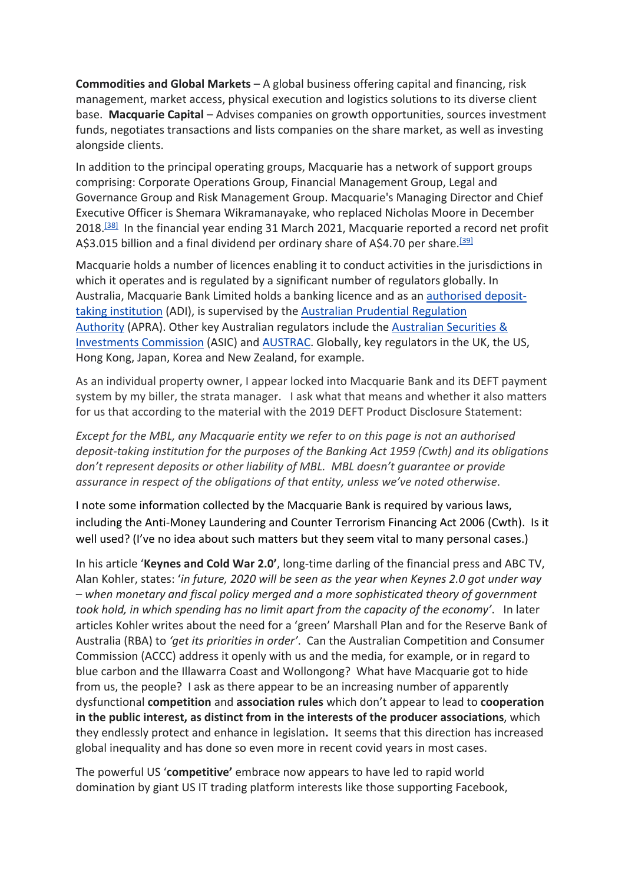**Commodities and Global Markets** – A global business offering capital and financing, risk management, market access, physical execution and logistics solutions to its diverse client base. **Macquarie Capital** – Advises companies on growth opportunities, sources investment funds, negotiates transactions and lists companies on the share market, as well as investing alongside clients.

In addition to the principal operating groups, Macquarie has a network of support groups comprising: Corporate Operations Group, Financial Management Group, Legal and Governance Group and Risk Management Group. Macquarie's Managing Director and Chief Executive Officer is Shemara Wikramanayake, who replaced Nicholas Moore in December 2018.[38] In the financial year ending 31 March 2021, Macquarie reported a record net profit A$3.015 billion and a final dividend per ordinary share of A$4.70 per share.[39]

Macquarie holds a number of licences enabling it to conduct activities in the jurisdictions in which it operates and is regulated by a significant number of regulators globally. In Australia, Macquarie Bank Limited holds a banking licence and as an authorised deposit-taking institution (ADI), is supervised by the Australian Prudential Regulation Authority (APRA). Other key Australian regulators include the Australian Securities & Investments Commission (ASIC) and AUSTRAC. Globally, key regulators in the UK, the US, Hong Kong, Japan, Korea and New Zealand, for example.

As an individual property owner, I appear locked into Macquarie Bank and its DEFT payment system by my biller, the strata manager. I ask what that means and whether it also matters for us that according to the material with the 2019 DEFT Product Disclosure Statement:

*Except for the MBL, any Macquarie entity we refer to on this page is not an authorised deposit-taking institution for the purposes of the Banking Act 1959 (Cwth) and its obligations don't represent deposits or other liability of MBL. MBL doesn't guarantee or provide assurance in respect of the obligations of that entity, unless we've noted otherwise*.

I note some information collected by the Macquarie Bank is required by various laws, including the Anti-Money Laundering and Counter Terrorism Financing Act 2006 (Cwth). Is it well used? (I've no idea about such matters but they seem vital to many personal cases.)

In his article '**Keynes and Cold War 2.0'**, long-time darling of the financial press and ABC TV, Alan Kohler, states: '*in future, 2020 will be seen as the year when Keynes 2.0 got under way – when monetary and fiscal policy merged and a more sophisticated theory of government took hold, in which spending has no limit apart from the capacity of the economy'*. In later articles Kohler writes about the need for a 'green' Marshall Plan and for the Reserve Bank of Australia (RBA) to *'get its priorities in order'*. Can the Australian Competition and Consumer Commission (ACCC) address it openly with us and the media, for example, or in regard to blue carbon and the Illawarra Coast and Wollongong? What have Macquarie got to hide from us, the people? I ask as there appear to be an increasing number of apparently dysfunctional **competition** and **association rules** which don't appear to lead to **cooperation in the public interest, as distinct from in the interests of the producer associations**, which they endlessly protect and enhance in legislation**.** It seems that this direction has increased global inequality and has done so even more in recent covid years in most cases.

The powerful US '**competitive'** embrace now appears to have led to rapid world domination by giant US IT trading platform interests like those supporting Facebook,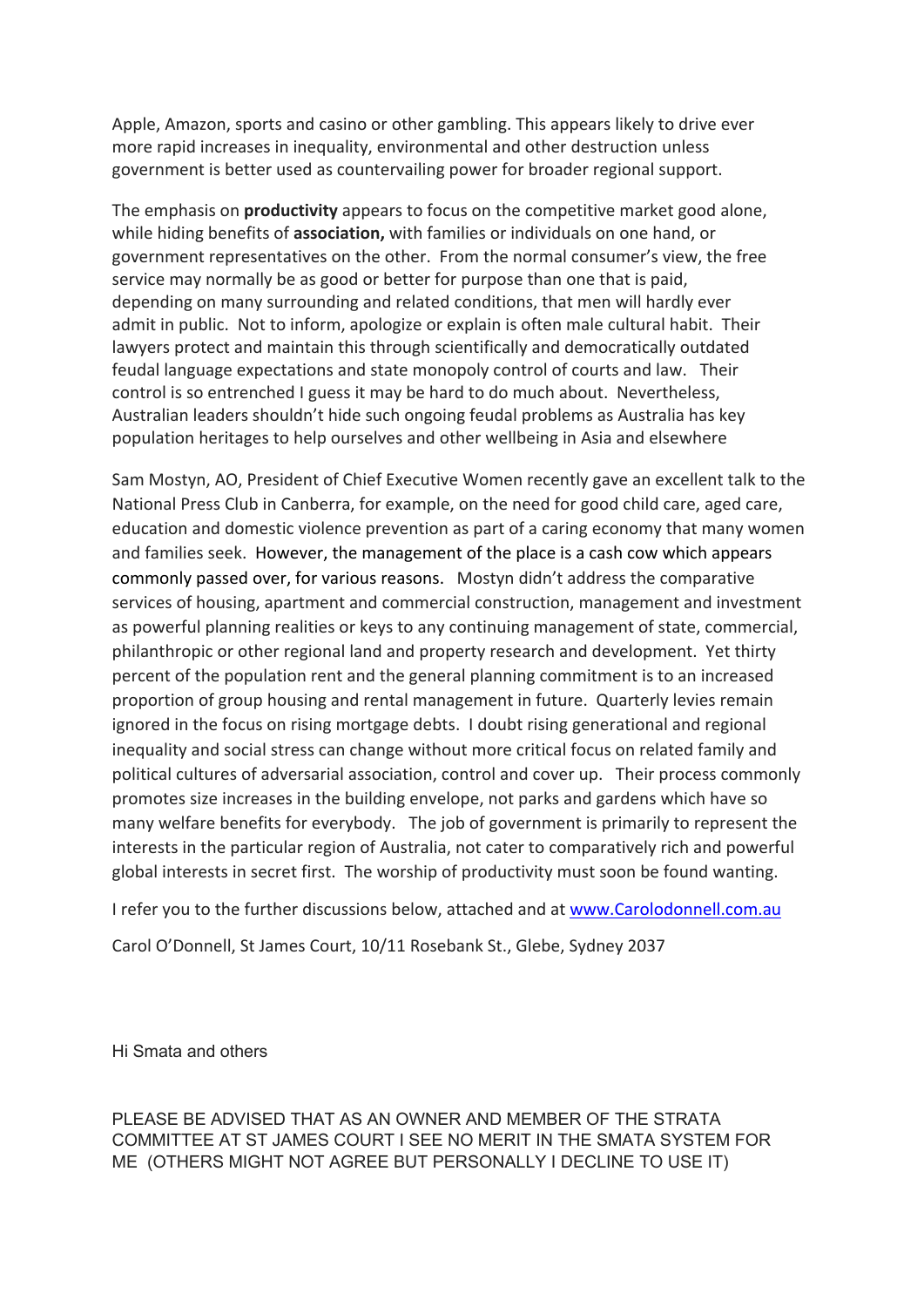Apple, Amazon, sports and casino or other gambling. This appears likely to drive ever more rapid increases in inequality, environmental and other destruction unless government is better used as countervailing power for broader regional support.

The emphasis on **productivity** appears to focus on the competitive market good alone, while hiding benefits of **association,** with families or individuals on one hand, or government representatives on the other. From the normal consumer's view, the free service may normally be as good or better for purpose than one that is paid, depending on many surrounding and related conditions, that men will hardly ever admit in public. Not to inform, apologize or explain is often male cultural habit. Their lawyers protect and maintain this through scientifically and democratically outdated feudal language expectations and state monopoly control of courts and law. Their control is so entrenched I guess it may be hard to do much about. Nevertheless, Australian leaders shouldn't hide such ongoing feudal problems as Australia has key population heritages to help ourselves and other wellbeing in Asia and elsewhere

Sam Mostyn, AO, President of Chief Executive Women recently gave an excellent talk to the National Press Club in Canberra, for example, on the need for good child care, aged care, education and domestic violence prevention as part of a caring economy that many women and families seek. However, the management of the place is a cash cow which appears commonly passed over, for various reasons. Mostyn didn't address the comparative services of housing, apartment and commercial construction, management and investment as powerful planning realities or keys to any continuing management of state, commercial, philanthropic or other regional land and property research and development. Yet thirty percent of the population rent and the general planning commitment is to an increased proportion of group housing and rental management in future. Quarterly levies remain ignored in the focus on rising mortgage debts. I doubt rising generational and regional inequality and social stress can change without more critical focus on related family and political cultures of adversarial association, control and cover up. Their process commonly promotes size increases in the building envelope, not parks and gardens which have so many welfare benefits for everybody. The job of government is primarily to represent the interests in the particular region of Australia, not cater to comparatively rich and powerful global interests in secret first. The worship of productivity must soon be found wanting.

I refer you to the further discussions below, attached and at [www.Carolodonnell.com.au](http://www.Carolodonnell.com.au)

Carol O'Donnell, St James Court, 10/11 Rosebank St., Glebe, Sydney 2037

Hi Smata and others

PLEASE BE ADVISED THAT AS AN OWNER AND MEMBER OF THE STRATA COMMITTEE AT ST JAMES COURT I SEE NO MERIT IN THE SMATA SYSTEM FOR ME (OTHERS MIGHT NOT AGREE BUT PERSONALLY I DECLINE TO USE IT)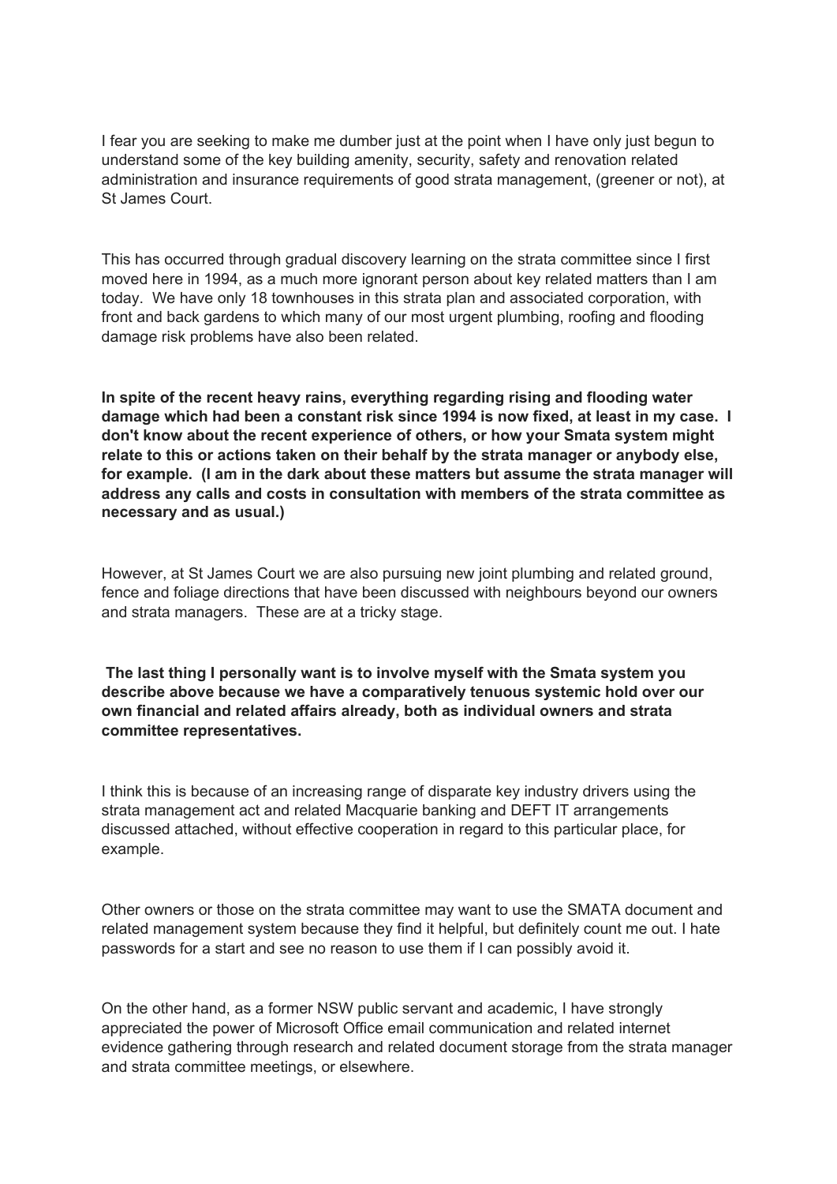I fear you are seeking to make me dumber just at the point when I have only just begun to understand some of the key building amenity, security, safety and renovation related administration and insurance requirements of good strata management, (greener or not), at St James Court.

This has occurred through gradual discovery learning on the strata committee since I first moved here in 1994, as a much more ignorant person about key related matters than I am today. We have only 18 townhouses in this strata plan and associated corporation, with front and back gardens to which many of our most urgent plumbing, roofing and flooding damage risk problems have also been related.

**In spite of the recent heavy rains, everything regarding rising and flooding water damage which had been a constant risk since 1994 is now fixed, at least in my case. I don't know about the recent experience of others, or how your Smata system might relate to this or actions taken on their behalf by the strata manager or anybody else, for example. (I am in the dark about these matters but assume the strata manager will address any calls and costs in consultation with members of the strata committee as necessary and as usual.)**

However, at St James Court we are also pursuing new joint plumbing and related ground, fence and foliage directions that have been discussed with neighbours beyond our owners and strata managers. These are at a tricky stage.

**The last thing I personally want is to involve myself with the Smata system you describe above because we have a comparatively tenuous systemic hold over our own financial and related affairs already, both as individual owners and strata committee representatives.**

I think this is because of an increasing range of disparate key industry drivers using the strata management act and related Macquarie banking and DEFT IT arrangements discussed attached, without effective cooperation in regard to this particular place, for example.

Other owners or those on the strata committee may want to use the SMATA document and related management system because they find it helpful, but definitely count me out. I hate passwords for a start and see no reason to use them if I can possibly avoid it.

On the other hand, as a former NSW public servant and academic, I have strongly appreciated the power of Microsoft Office email communication and related internet evidence gathering through research and related document storage from the strata manager and strata committee meetings, or elsewhere.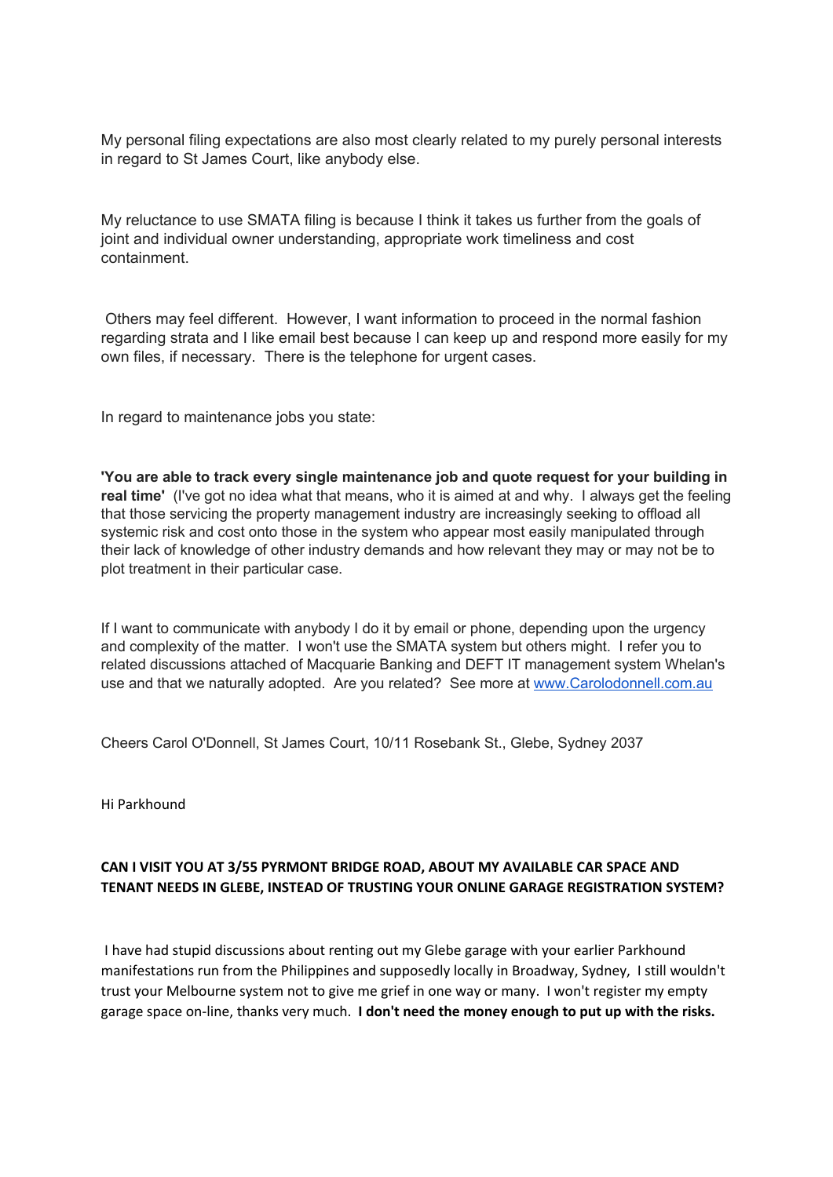My personal filing expectations are also most clearly related to my purely personal interests in regard to St James Court, like anybody else.

My reluctance to use SMATA filing is because I think it takes us further from the goals of joint and individual owner understanding, appropriate work timeliness and cost containment.

Others may feel different. However, I want information to proceed in the normal fashion regarding strata and I like email best because I can keep up and respond more easily for my own files, if necessary. There is the telephone for urgent cases.

In regard to maintenance jobs you state:

**'You are able to track every single maintenance job and quote request for your building in real time'** (I've got no idea what that means, who it is aimed at and why. I always get the feeling that those servicing the property management industry are increasingly seeking to offload all systemic risk and cost onto those in the system who appear most easily manipulated through their lack of knowledge of other industry demands and how relevant they may or may not be to plot treatment in their particular case.

If I want to communicate with anybody I do it by email or phone, depending upon the urgency and complexity of the matter. I won't use the SMATA system but others might. I refer you to related discussions attached of Macquarie Banking and DEFT IT management system Whelan's use and that we naturally adopted. Are you related? See more at [www.Carolodonnell.com.au](http://www.Carolodonnell.com.au)

Cheers Carol O'Donnell, St James Court, 10/11 Rosebank St., Glebe, Sydney 2037

Hi Parkhound

**CAN I VISIT YOU AT 3/55 PYRMONT BRIDGE ROAD, ABOUT MY AVAILABLE CAR SPACE AND TENANT NEEDS IN GLEBE, INSTEAD OF TRUSTING YOUR ONLINE GARAGE REGISTRATION SYSTEM?**

I have had stupid discussions about renting out my Glebe garage with your earlier Parkhound manifestations run from the Philippines and supposedly locally in Broadway, Sydney, I still wouldn't trust your Melbourne system not to give me grief in one way or many. I won't register my empty garage space on-line, thanks very much. **I don't need the money enough to put up with the risks.**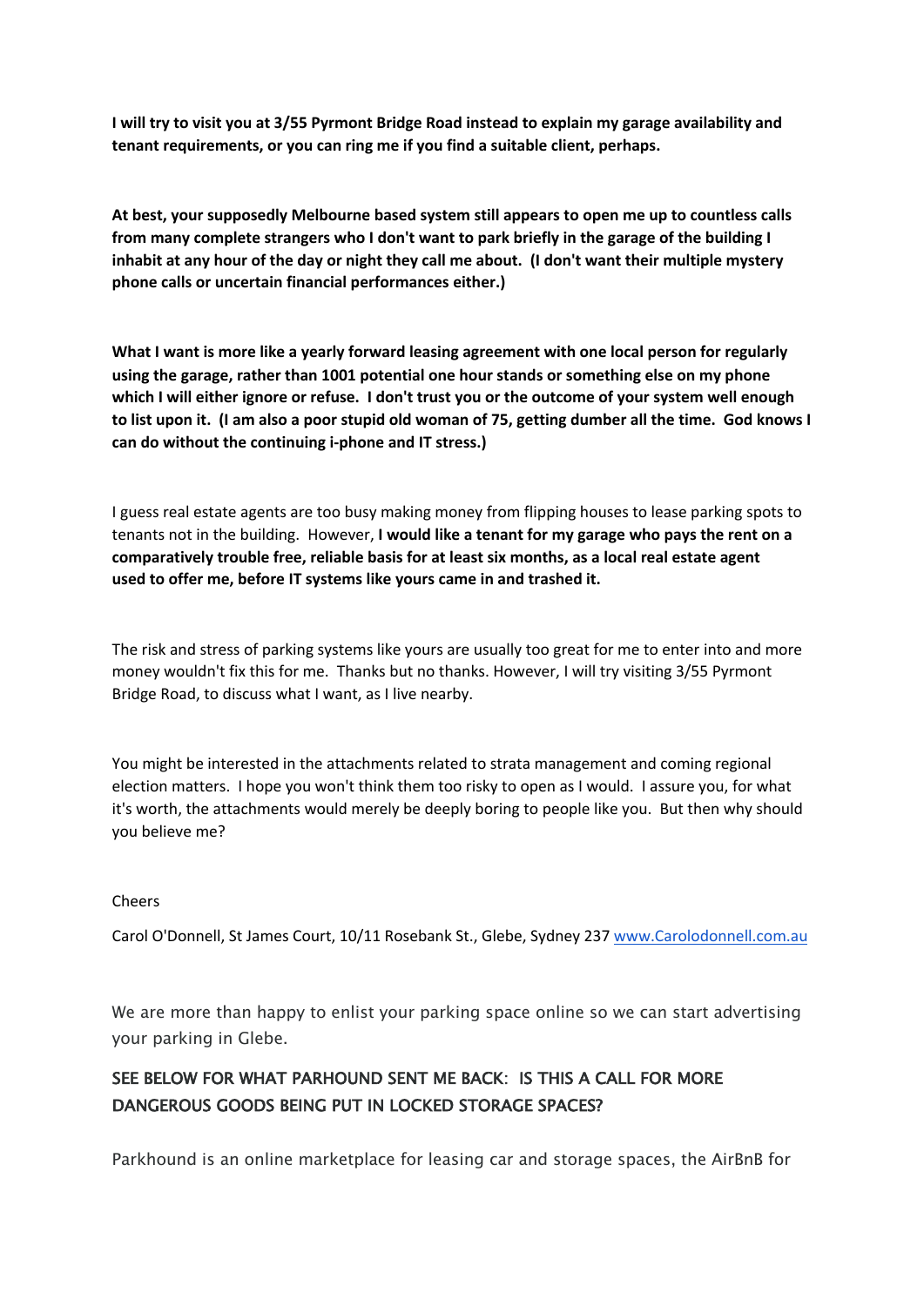**I will try to visit you at 3/55 Pyrmont Bridge Road instead to explain my garage availability and tenant requirements, or you can ring me if you find a suitable client, perhaps.**

**At best, your supposedly Melbourne based system still appears to open me up to countless calls from many complete strangers who I don't want to park briefly in the garage of the building I inhabit at any hour of the day or night they call me about. (I don't want their multiple mystery phone calls or uncertain financial performances either.)**

**What I want is more like a yearly forward leasing agreement with one local person for regularly using the garage, rather than 1001 potential one hour stands or something else on my phone which I will either ignore or refuse. I don't trust you or the outcome of your system well enough to list upon it. (I am also a poor stupid old woman of 75, getting dumber all the time. God knows I can do without the continuing i-phone and IT stress.)**

I guess real estate agents are too busy making money from flipping houses to lease parking spots to tenants not in the building. However, **I would like a tenant for my garage who pays the rent on a comparatively trouble free, reliable basis for at least six months, as a local real estate agent used to offer me, before IT systems like yours came in and trashed it.**

The risk and stress of parking systems like yours are usually too great for me to enter into and more money wouldn't fix this for me. Thanks but no thanks. However, I will try visiting 3/55 Pyrmont Bridge Road, to discuss what I want, as I live nearby.

You might be interested in the attachments related to strata management and coming regional election matters. I hope you won't think them too risky to open as I would. I assure you, for what it's worth, the attachments would merely be deeply boring to people like you. But then why should you believe me?

Cheers

Carol O'Donnell, St James Court, 10/11 Rosebank St., Glebe, Sydney 237 [www.Carolodonnell.com.au](http://www.Carolodonnell.com.au)

We are more than happy to enlist your parking space online so we can start advertising your parking in Glebe.

SEE BELOW FOR WHAT PARHOUND SENT ME BACK: IS THIS A CALL FOR MORE DANGEROUS GOODS BEING PUT IN LOCKED STORAGE SPACES?

Parkhound is an online marketplace for leasing car and storage spaces, the AirBnB for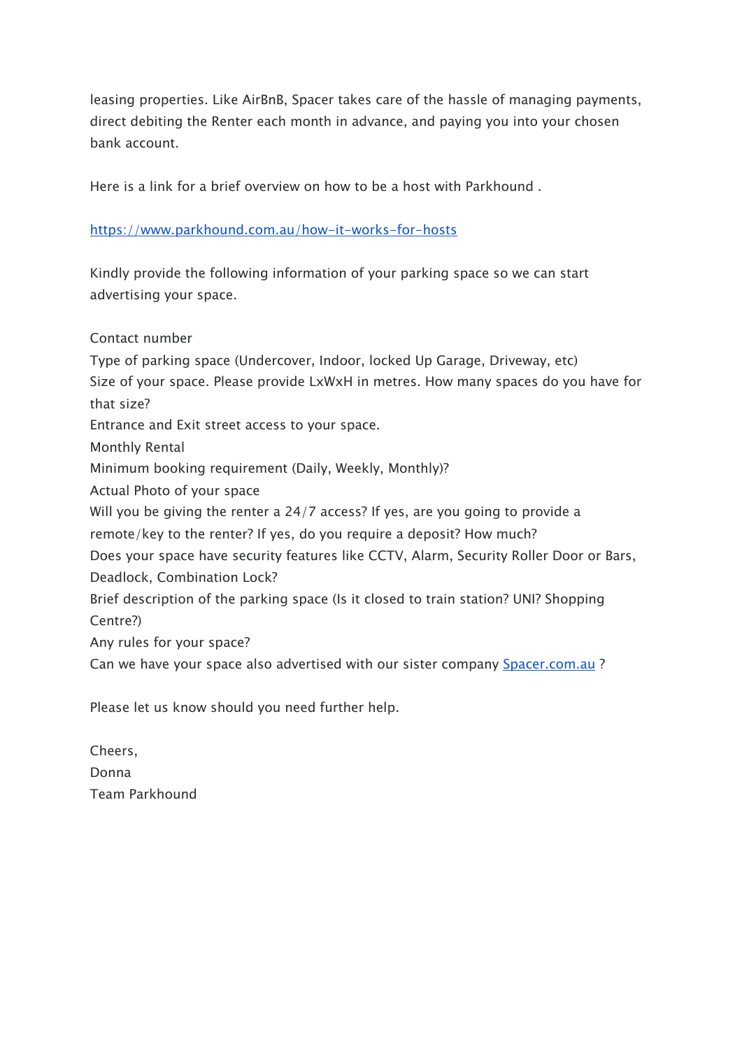leasing properties. Like AirBnB, Spacer takes care of the hassle of managing payments, direct debiting the Renter each month in advance, and paying you into your chosen bank account.

Here is a link for a brief overview on how to be a host with Parkhound .

[https://www.parkhound.com.au/how-it-works-for-hosts](https://www.parkhound.com.au/how-it-works-for-hosts)

Kindly provide the following information of your parking space so we can start advertising your space.

Contact number
Type of parking space (Undercover, Indoor, locked Up Garage, Driveway, etc)
Size of your space. Please provide LxWxH in metres. How many spaces do you have for that size?
Entrance and Exit street access to your space.
Monthly Rental
Minimum booking requirement (Daily, Weekly, Monthly)?
Actual Photo of your space
Will you be giving the renter a 24/7 access? If yes, are you going to provide a remote/key to the renter? If yes, do you require a deposit? How much?
Does your space have security features like CCTV, Alarm, Security Roller Door or Bars, Deadlock, Combination Lock?
Brief description of the parking space (Is it closed to train station? UNI? Shopping Centre?)
Any rules for your space?
Can we have your space also advertised with our sister company [Spacer.com.au](Spacer.com.au) ?

Please let us know should you need further help.

Cheers,
Donna
Team Parkhound